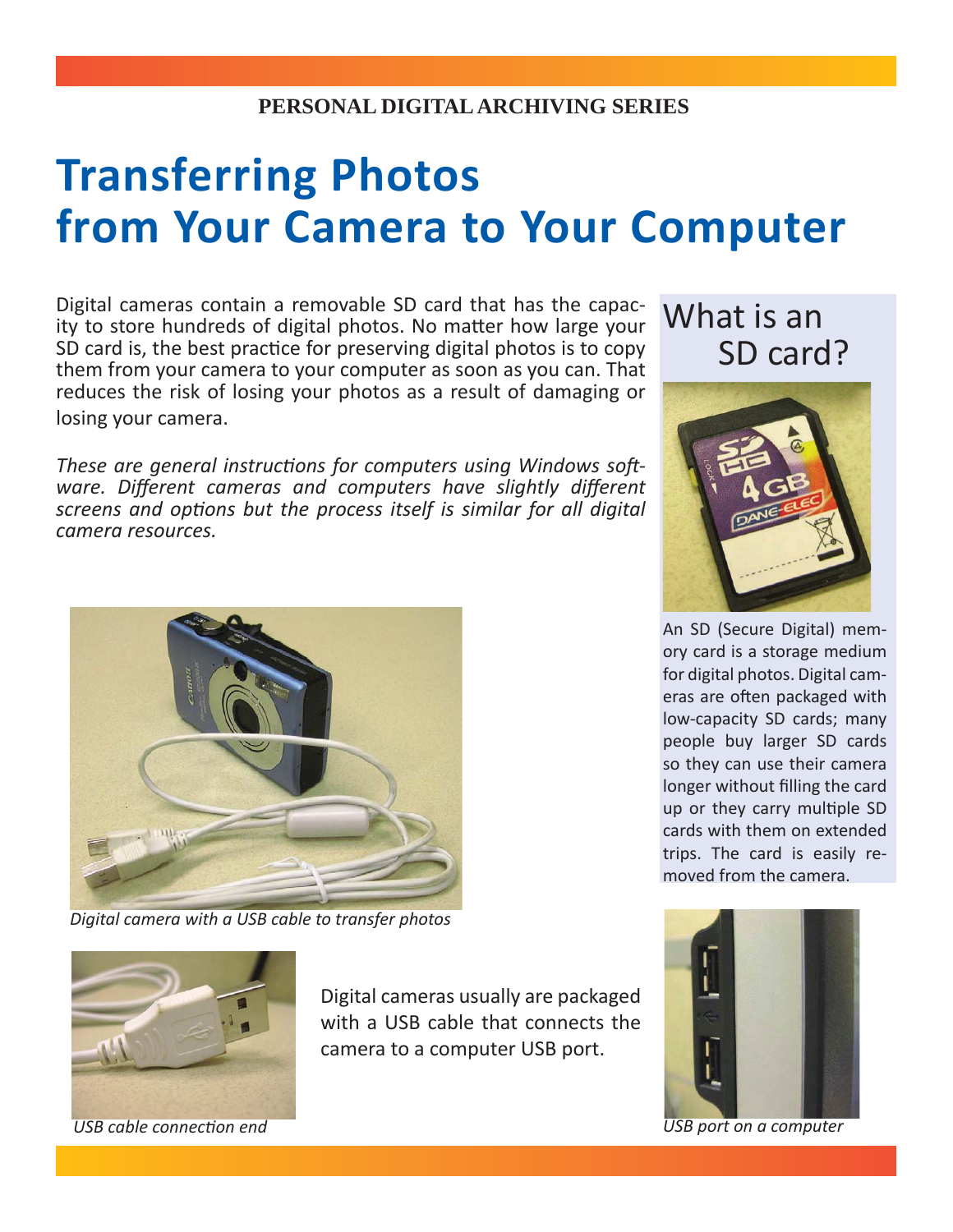**PERSONAL DIGITAL ARCHIVING SERIES**

# Transferring Photos from Your Camera to Your Computer

Digital cameras contain a removable SD card that has the capacity to store hundreds of digital photos. No matter how large your SD card is, the best practice for preserving digital photos is to copy them from your camera to your computer as soon as you can. That reduces the risk of losing your photos as a result of damaging or losing your camera.

*These are general instructions for computers using Windows software. Different cameras and computers have slightly different screens and options but the process itself is similar for all digital camera resources.*

## What is an SD card?

An SD (Secure Digital) memory card is a storage medium for digital photos. Digital cameras are often packaged with low-capacity SD cards; many people buy larger SD cards so they can use their camera longer without filling the card up or they carry multiple SD cards with them on extended trips. The card is easily removed from the camera.

*Digital camera with a USB cable to transfer photos*

Digital cameras usually are packaged with a USB cable that connects the camera to a computer USB port.

*USB cable connection end*

*USB port on a computer*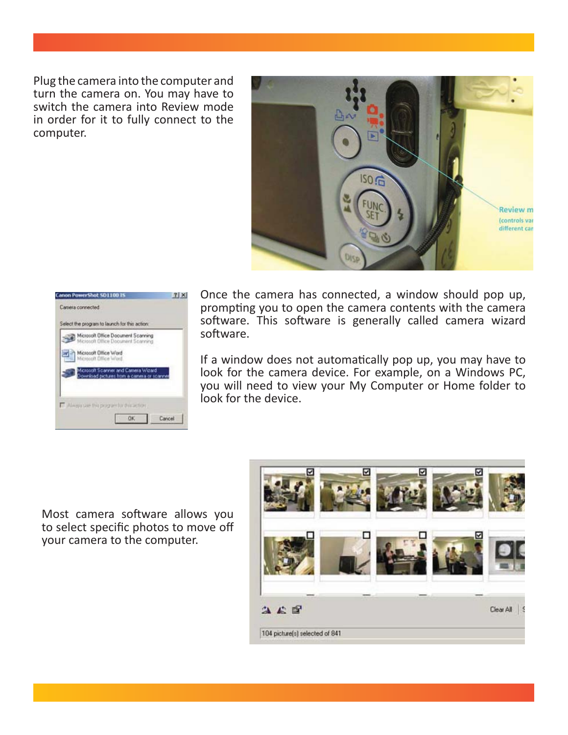Plug the camera into the computer and turn the camera on. You may have to switch the camera into Review mode in order for it to fully connect to the computer.

Once the camera has connected, a window should pop up, prompting you to open the camera contents with the camera software. This software is generally called camera wizard software.

If a window does not automatically pop up, you may have to look for the camera device. For example, on a Windows PC, you will need to view your My Computer or Home folder to look for the device.

Most camera software allows you to select specific photos to move off your camera to the computer.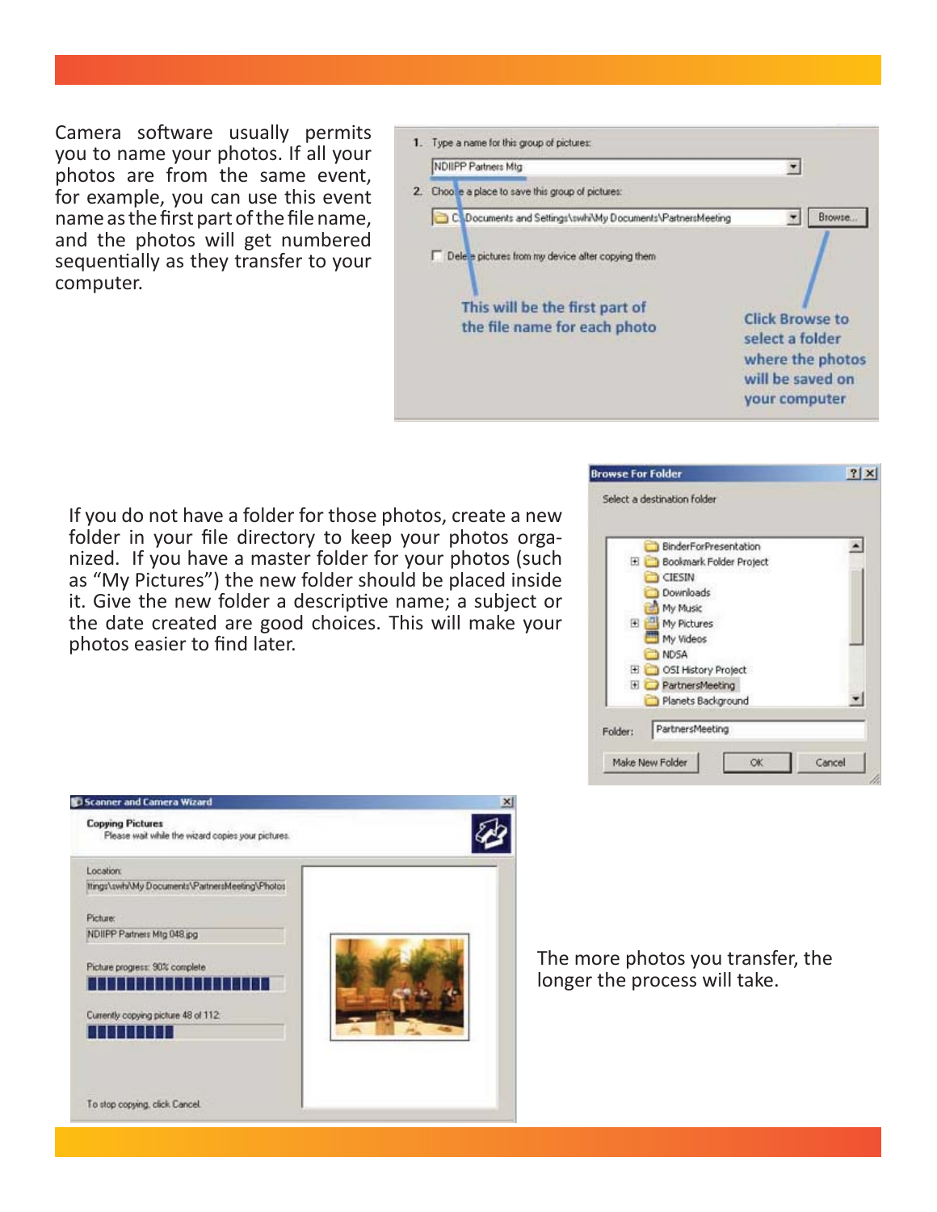Camera software usually permits you to name your photos. If all your photos are from the same event, for example, you can use this event name as the first part of the file name, and the photos will get numbered sequentially as they transfer to your computer.

If you do not have a folder for those photos, create a new folder in your file directory to keep your photos organized. If you have a master folder for your photos (such as "My Pictures") the new folder should be placed inside it. Give the new folder a descriptive name; a subject or the date created are good choices. This will make your photos easier to find later.

The more photos you transfer, the longer the process will take.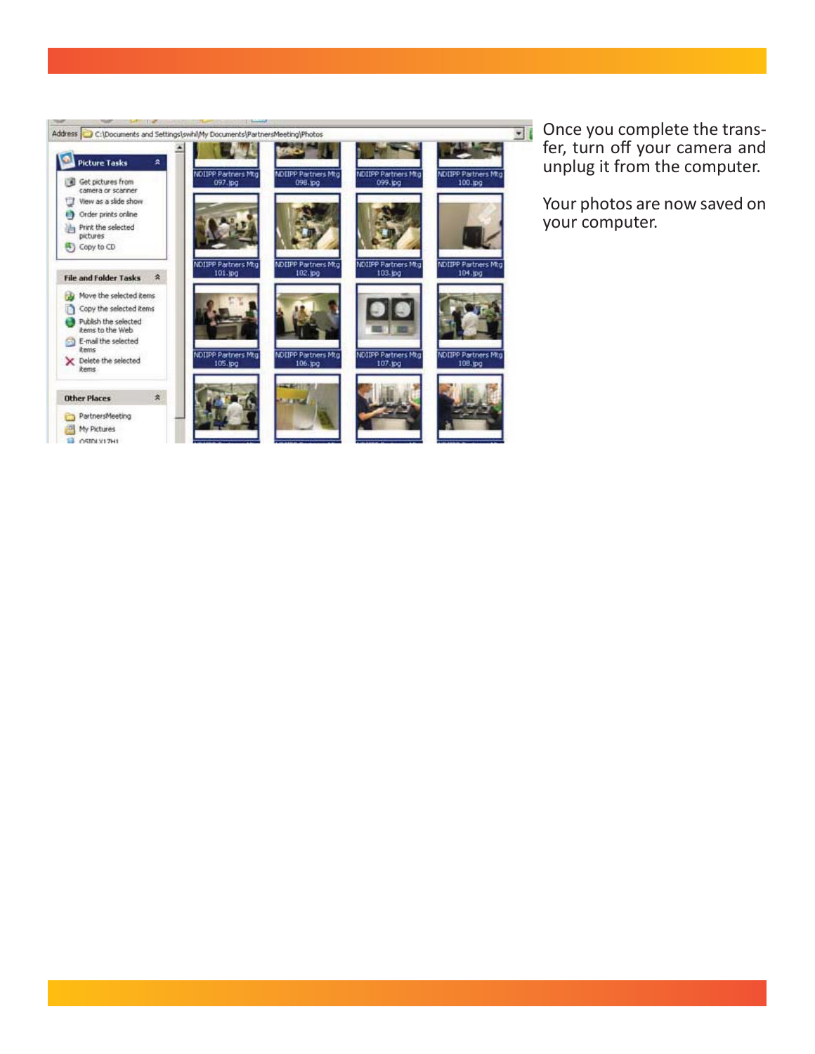Once you complete the transfer, turn off your camera and unplug it from the computer.

Your photos are now saved on your computer.